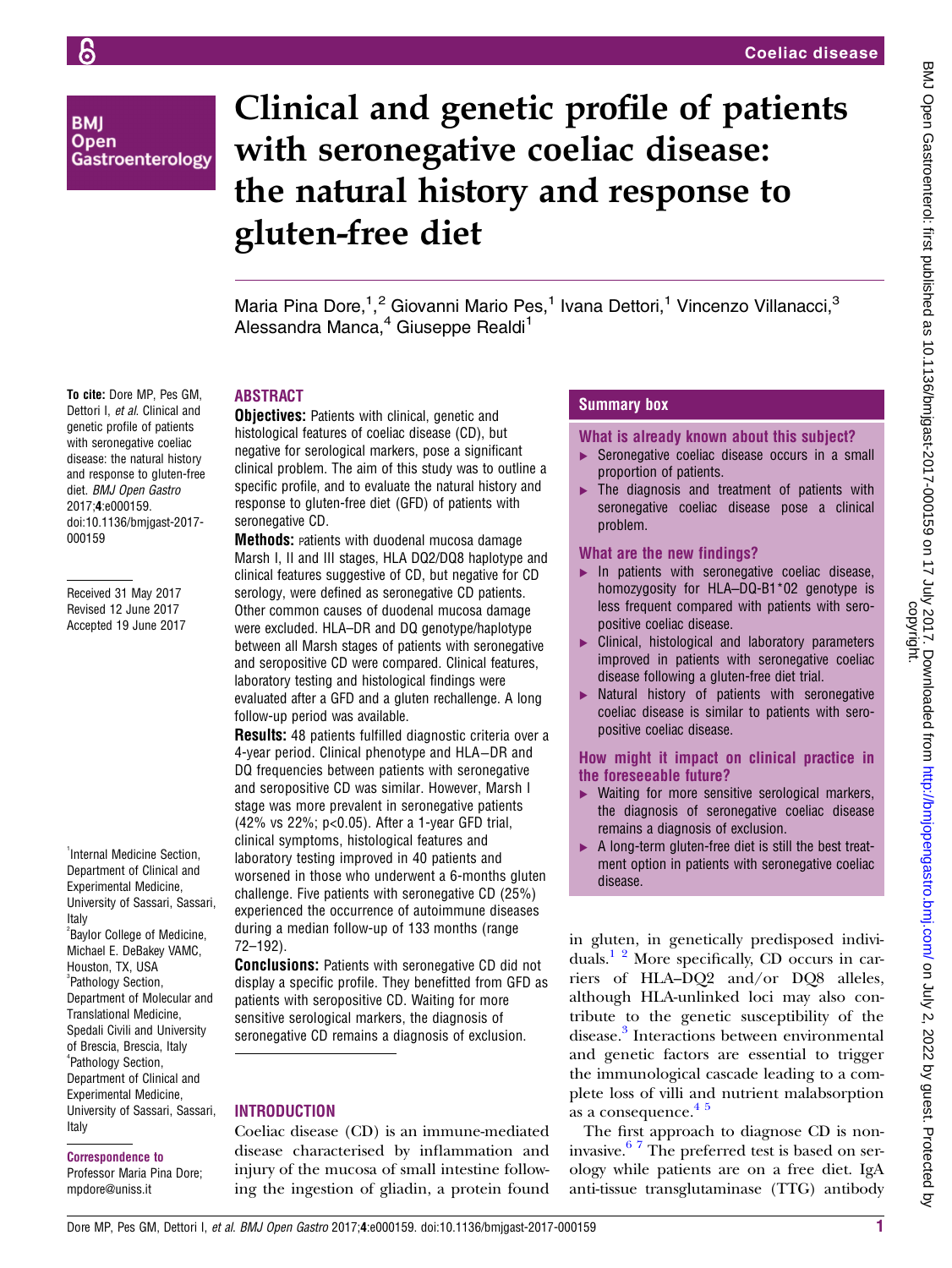# Clinical and genetic profile of patients with seronegative coeliac disease: the natural history and response to gluten-free diet

Maria Pina Dore,[1,2] Giovanni Mario Pes,[1] Ivana Dettori,[1] Vincenzo Villanacci,[3] Alessandra Manca,[4] Giuseppe Realdi[1]

**To cite:** Dore MP, Pes GM, Dettori I, *et al*. Clinical and genetic profile of patients with seronegative coeliac disease: the natural history and response to gluten-free diet. *BMJ Open Gastro* 2017;**4**:e000159. doi:10.1136/bmjgast-2017-000159

Received 31 May 2017
Revised 12 June 2017
Accepted 19 June 2017

[1]Internal Medicine Section, Department of Clinical and Experimental Medicine, University of Sassari, Sassari, Italy
[2]Baylor College of Medicine, Michael E. DeBakey VAMC, Houston, TX, USA
[3]Pathology Section, Department of Molecular and Translational Medicine, Spedali Civili and University of Brescia, Brescia, Italy
[4]Pathology Section, Department of Clinical and Experimental Medicine, University of Sassari, Sassari, Italy

**Correspondence to**
Professor Maria Pina Dore; mpdore@uniss.it

## ABSTRACT

**Objectives:** Patients with clinical, genetic and histological features of coeliac disease (CD), but negative for serological markers, pose a significant clinical problem. The aim of this study was to outline a specific profile, and to evaluate the natural history and response to gluten-free diet (GFD) of patients with seronegative CD.

**Methods:** Patients with duodenal mucosa damage Marsh I, II and III stages, HLA DQ2/DQ8 haplotype and clinical features suggestive of CD, but negative for CD serology, were defined as seronegative CD patients. Other common causes of duodenal mucosa damage were excluded. HLA–DR and DQ genotype/haplotype between all Marsh stages of patients with seronegative and seropositive CD were compared. Clinical features, laboratory testing and histological findings were evaluated after a GFD and a gluten rechallenge. A long follow-up period was available.

**Results:** 48 patients fulfilled diagnostic criteria over a 4-year period. Clinical phenotype and HLA−DR and DQ frequencies between patients with seronegative and seropositive CD was similar. However, Marsh I stage was more prevalent in seronegative patients (42% vs 22%; $p<0.05$). After a 1-year GFD trial, clinical symptoms, histological features and laboratory testing improved in 40 patients and worsened in those who underwent a 6-months gluten challenge. Five patients with seronegative CD (25%) experienced the occurrence of autoimmune diseases during a median follow-up of 133 months (range 72–192).

**Conclusions:** Patients with seronegative CD did not display a specific profile. They benefitted from GFD as patients with seropositive CD. Waiting for more sensitive serological markers, the diagnosis of seronegative CD remains a diagnosis of exclusion.

## Summary box

### What is already known about this subject?

- Seronegative coeliac disease occurs in a small proportion of patients.
- The diagnosis and treatment of patients with seronegative coeliac disease pose a clinical problem.

### What are the new findings?

- In patients with seronegative coeliac disease, homozygosity for HLA–DQ-B1*02 genotype is less frequent compared with patients with seropositive coeliac disease.
- Clinical, histological and laboratory parameters improved in patients with seronegative coeliac disease following a gluten-free diet trial.
- Natural history of patients with seronegative coeliac disease is similar to patients with seropositive coeliac disease.

### How might it impact on clinical practice in the foreseeable future?

- Waiting for more sensitive serological markers, the diagnosis of seronegative coeliac disease remains a diagnosis of exclusion.
- A long-term gluten-free diet is still the best treatment option in patients with seronegative coeliac disease.

## INTRODUCTION

Coeliac disease (CD) is an immune-mediated disease characterised by inflammation and injury of the mucosa of small intestine following the ingestion of gliadin, a protein found in gluten, in genetically predisposed individuals.[1,2] More specifically, CD occurs in carriers of HLA–DQ2 and/or DQ8 alleles, although HLA-unlinked loci may also contribute to the genetic susceptibility of the disease.[3] Interactions between environmental and genetic factors are essential to trigger the immunological cascade leading to a complete loss of villi and nutrient malabsorption as a consequence.[4,5]

The first approach to diagnose CD is non-invasive.[6,7] The preferred test is based on serology while patients are on a free diet. IgA anti-tissue transglutaminase (TTG) antibody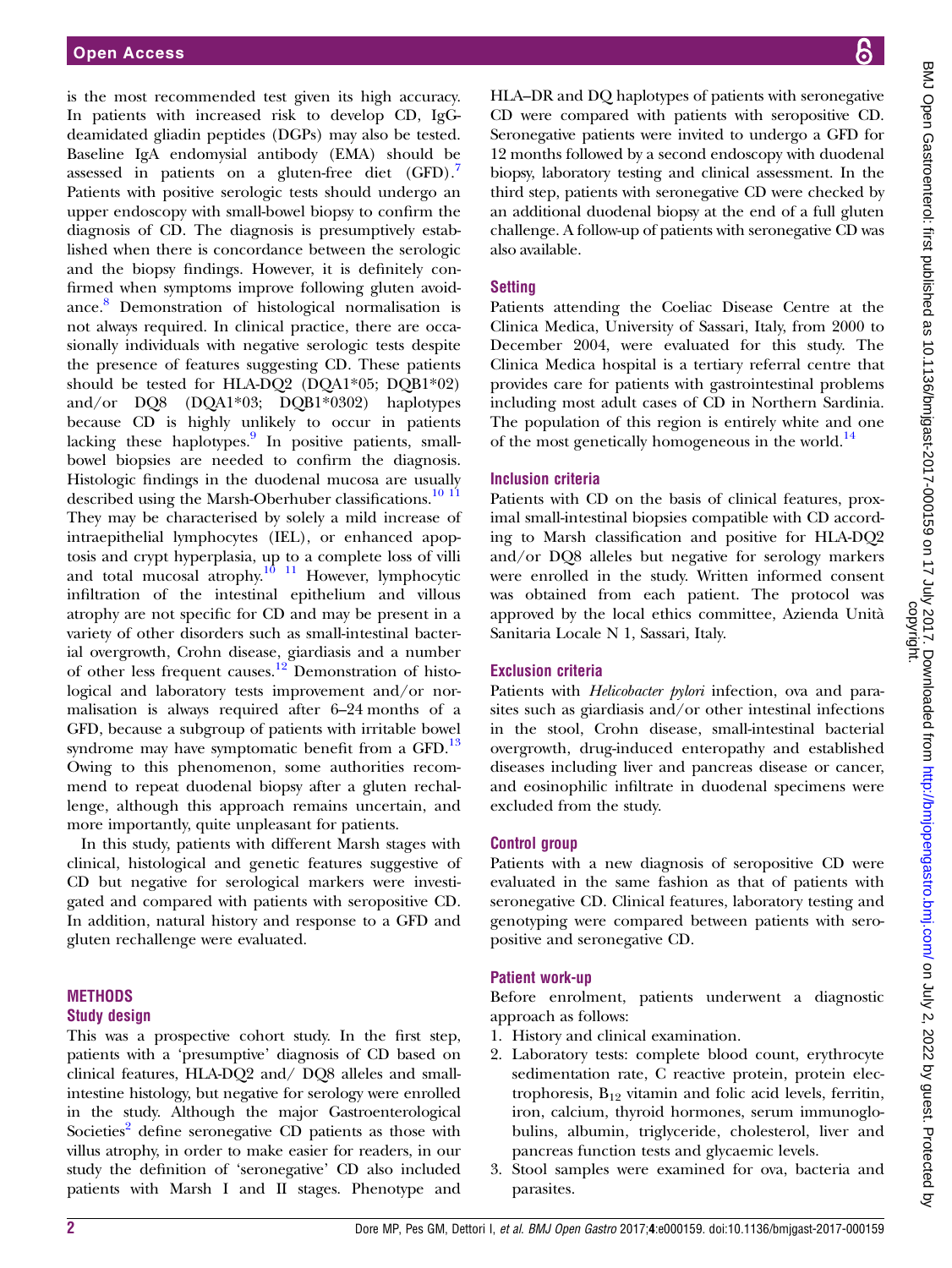is the most recommended test given its high accuracy. In patients with increased risk to develop CD, IgG-deamidated gliadin peptides (DGPs) may also be tested. Baseline IgA endomysial antibody (EMA) should be assessed in patients on a gluten-free diet (GFD).[7] Patients with positive serologic tests should undergo an upper endoscopy with small-bowel biopsy to confirm the diagnosis of CD. The diagnosis is presumptively established when there is concordance between the serologic and the biopsy findings. However, it is definitely confirmed when symptoms improve following gluten avoidance.[8] Demonstration of histological normalisation is not always required. In clinical practice, there are occasionally individuals with negative serologic tests despite the presence of features suggesting CD. These patients should be tested for HLA-DQ2 (DQA1*05; DQB1*02) and/or DQ8 (DQA1*03; DQB1*0302) haplotypes because CD is highly unlikely to occur in patients lacking these haplotypes.[9] In positive patients, small-bowel biopsies are needed to confirm the diagnosis. Histologic findings in the duodenal mucosa are usually described using the Marsh-Oberhuber classifications.[10 11] They may be characterised by solely a mild increase of intraepithelial lymphocytes (IEL), or enhanced apoptosis and crypt hyperplasia, up to a complete loss of villi and total mucosal atrophy.[10 11] However, lymphocytic infiltration of the intestinal epithelium and villous atrophy are not specific for CD and may be present in a variety of other disorders such as small-intestinal bacterial overgrowth, Crohn disease, giardiasis and a number of other less frequent causes.[12] Demonstration of histological and laboratory tests improvement and/or normalisation is always required after 6–24 months of a GFD, because a subgroup of patients with irritable bowel syndrome may have symptomatic benefit from a GFD.[13] Owing to this phenomenon, some authorities recommend to repeat duodenal biopsy after a gluten rechallenge, although this approach remains uncertain, and more importantly, quite unpleasant for patients.

In this study, patients with different Marsh stages with clinical, histological and genetic features suggestive of CD but negative for serological markers were investigated and compared with patients with seropositive CD. In addition, natural history and response to a GFD and gluten rechallenge were evaluated.

## METHODS

### Study design

This was a prospective cohort study. In the first step, patients with a 'presumptive' diagnosis of CD based on clinical features, HLA-DQ2 and/ DQ8 alleles and small-intestine histology, but negative for serology were enrolled in the study. Although the major Gastroenterological Societies[2] define seronegative CD patients as those with villus atrophy, in order to make easier for readers, in our study the definition of 'seronegative' CD also included patients with Marsh I and II stages. Phenotype and HLA–DR and DQ haplotypes of patients with seronegative CD were compared with patients with seropositive CD. Seronegative patients were invited to undergo a GFD for 12 months followed by a second endoscopy with duodenal biopsy, laboratory testing and clinical assessment. In the third step, patients with seronegative CD were checked by an additional duodenal biopsy at the end of a full gluten challenge. A follow-up of patients with seronegative CD was also available.

### Setting

Patients attending the Coeliac Disease Centre at the Clinica Medica, University of Sassari, Italy, from 2000 to December 2004, were evaluated for this study. The Clinica Medica hospital is a tertiary referral centre that provides care for patients with gastrointestinal problems including most adult cases of CD in Northern Sardinia. The population of this region is entirely white and one of the most genetically homogeneous in the world.[14]

### Inclusion criteria

Patients with CD on the basis of clinical features, proximal small-intestinal biopsies compatible with CD according to Marsh classification and positive for HLA-DQ2 and/or DQ8 alleles but negative for serology markers were enrolled in the study. Written informed consent was obtained from each patient. The protocol was approved by the local ethics committee, Azienda Unità Sanitaria Locale N 1, Sassari, Italy.

### Exclusion criteria

Patients with *Helicobacter pylori* infection, ova and parasites such as giardiasis and/or other intestinal infections in the stool, Crohn disease, small-intestinal bacterial overgrowth, drug-induced enteropathy and established diseases including liver and pancreas disease or cancer, and eosinophilic infiltrate in duodenal specimens were excluded from the study.

### Control group

Patients with a new diagnosis of seropositive CD were evaluated in the same fashion as that of patients with seronegative CD. Clinical features, laboratory testing and genotyping were compared between patients with seropositive and seronegative CD.

### Patient work-up

Before enrolment, patients underwent a diagnostic approach as follows:

1. History and clinical examination.
2. Laboratory tests: complete blood count, erythrocyte sedimentation rate, C reactive protein, protein electrophoresis, $B_{12}$ vitamin and folic acid levels, ferritin, iron, calcium, thyroid hormones, serum immunoglobulins, albumin, triglyceride, cholesterol, liver and pancreas function tests and glycaemic levels.
3. Stool samples were examined for ova, bacteria and parasites.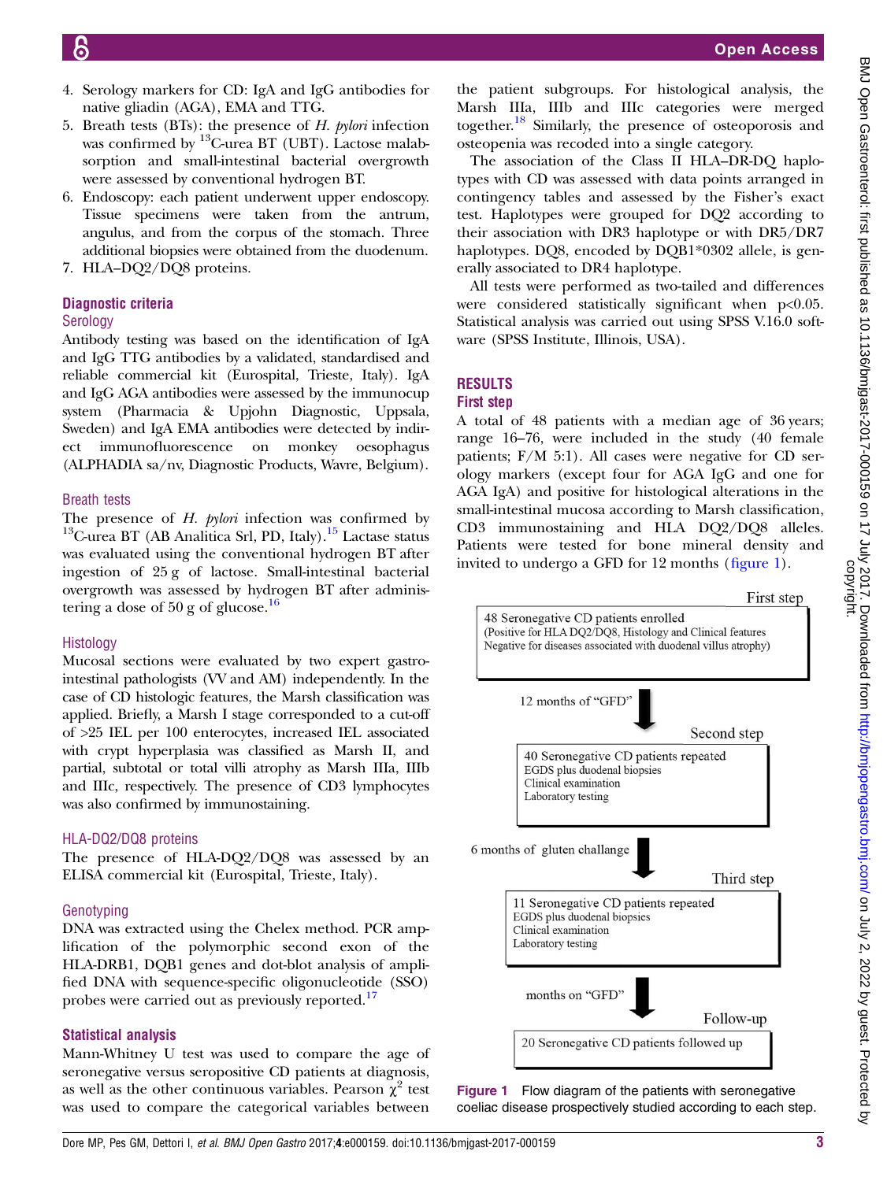4. Serology markers for CD: IgA and IgG antibodies for native gliadin (AGA), EMA and TTG.
5. Breath tests (BTs): the presence of *H. pylori* infection was confirmed by $^{13}$C-urea BT (UBT). Lactose malabsorption and small-intestinal bacterial overgrowth were assessed by conventional hydrogen BT.
6. Endoscopy: each patient underwent upper endoscopy. Tissue specimens were taken from the antrum, angulus, and from the corpus of the stomach. Three additional biopsies were obtained from the duodenum.
7. HLA–DQ2/DQ8 proteins.

## Diagnostic criteria

### Serology

Antibody testing was based on the identification of IgA and IgG TTG antibodies by a validated, standardised and reliable commercial kit (Eurospital, Trieste, Italy). IgA and IgG AGA antibodies were assessed by the immunocup system (Pharmacia & Upjohn Diagnostic, Uppsala, Sweden) and IgA EMA antibodies were detected by indirect immunofluorescence on monkey oesophagus (ALPHADIA sa/nv, Diagnostic Products, Wavre, Belgium).

### Breath tests

The presence of *H. pylori* infection was confirmed by $^{13}$C-urea BT (AB Analitica Srl, PD, Italy).[15] Lactase status was evaluated using the conventional hydrogen BT after ingestion of 25 g of lactose. Small-intestinal bacterial overgrowth was assessed by hydrogen BT after administering a dose of 50 g of glucose.[16]

### Histology

Mucosal sections were evaluated by two expert gastrointestinal pathologists (VV and AM) independently. In the case of CD histologic features, the Marsh classification was applied. Briefly, a Marsh I stage corresponded to a cut-off of >25 IEL per 100 enterocytes, increased IEL associated with crypt hyperplasia was classified as Marsh II, and partial, subtotal or total villi atrophy as Marsh IIIa, IIIb and IIIc, respectively. The presence of CD3 lymphocytes was also confirmed by immunostaining.

### HLA-DQ2/DQ8 proteins

The presence of HLA-DQ2/DQ8 was assessed by an ELISA commercial kit (Eurospital, Trieste, Italy).

### Genotyping

DNA was extracted using the Chelex method. PCR amplification of the polymorphic second exon of the HLA-DRB1, DQB1 genes and dot-blot analysis of amplified DNA with sequence-specific oligonucleotide (SSO) probes were carried out as previously reported.[17]

## Statistical analysis

Mann-Whitney U test was used to compare the age of seronegative versus seropositive CD patients at diagnosis, as well as the other continuous variables. Pearson $\chi^2$ test was used to compare the categorical variables between the patient subgroups. For histological analysis, the Marsh IIIa, IIIb and IIIc categories were merged together.[18] Similarly, the presence of osteoporosis and osteopenia was recoded into a single category.

The association of the Class II HLA–DR-DQ haplotypes with CD was assessed with data points arranged in contingency tables and assessed by the Fisher's exact test. Haplotypes were grouped for DQ2 according to their association with DR3 haplotype or with DR5/DR7 haplotypes. DQ8, encoded by DQB1*0302 allele, is generally associated to DR4 haplotype.

All tests were performed as two-tailed and differences were considered statistically significant when $p<0.05$. Statistical analysis was carried out using SPSS V.16.0 software (SPSS Institute, Illinois, USA).

# RESULTS

## First step

A total of 48 patients with a median age of 36 years; range 16–76, were included in the study (40 female patients; F/M 5:1). All cases were negative for CD serology markers (except four for AGA IgG and one for AGA IgA) and positive for histological alterations in the small-intestinal mucosa according to Marsh classification, CD3 immunostaining and HLA DQ2/DQ8 alleles. Patients were tested for bone mineral density and invited to undergo a GFD for 12 months (figure 1).

First step

48 Seronegative CD patients enrolled
(Positive for HLA DQ2/DQ8, Histology and Clinical features
Negative for diseases associated with duodenal villus atrophy)

12 months of "GFD"

Second step

40 Seronegative CD patients repeated
EGDS plus duodenal biopsies
Clinical examination
Laboratory testing

6 months of gluten challange

Third step

11 Seronegative CD patients repeated
EGDS plus duodenal biopsies
Clinical examination
Laboratory testing

months on "GFD"

Follow-up

20 Seronegative CD patients followed up

**Figure 1** Flow diagram of the patients with seronegative coeliac disease prospectively studied according to each step.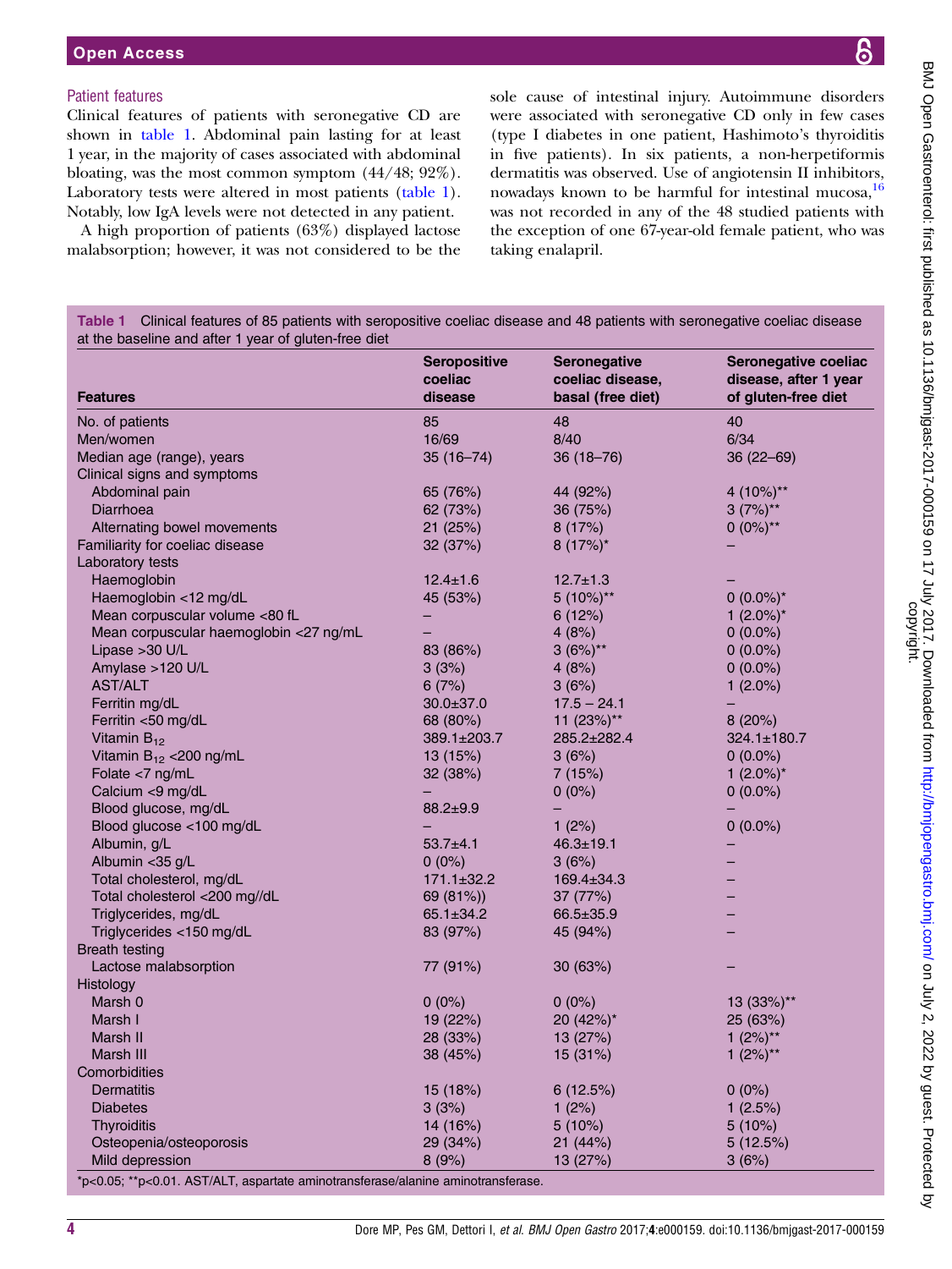## Patient features

Clinical features of patients with seronegative CD are shown in table 1. Abdominal pain lasting for at least 1 year, in the majority of cases associated with abdominal bloating, was the most common symptom (44/48; 92%). Laboratory tests were altered in most patients (table 1). Notably, low IgA levels were not detected in any patient.

A high proportion of patients (63%) displayed lactose malabsorption; however, it was not considered to be the sole cause of intestinal injury. Autoimmune disorders were associated with seronegative CD only in few cases (type I diabetes in one patient, Hashimoto's thyroiditis in five patients). In six patients, a non-herpetiformis dermatitis was observed. Use of angiotensin II inhibitors, nowadays known to be harmful for intestinal mucosa,[16] was not recorded in any of the 48 studied patients with the exception of one 67-year-old female patient, who was taking enalapril.

**Table 1** Clinical features of 85 patients with seropositive coeliac disease and 48 patients with seronegative coeliac disease at the baseline and after 1 year of gluten-free diet

| Features | Seropositive coeliac disease | Seronegative coeliac disease, basal (free diet) | Seronegative coeliac disease, after 1 year of gluten-free diet |
|---|---|---|---|
| No. of patients | 85 | 48 | 40 |
| Men/women | 16/69 | 8/40 | 6/34 |
| Median age (range), years | 35 (16–74) | 36 (18–76) | 36 (22–69) |
| Clinical signs and symptoms | | | |
| Abdominal pain | 65 (76%) | 44 (92%) | 4 (10%)** |
| Diarrhoea | 62 (73%) | 36 (75%) | 3 (7%)** |
| Alternating bowel movements | 21 (25%) | 8 (17%) | 0 (0%)** |
| Familiarity for coeliac disease | 32 (37%) | 8 (17%)* | – |
| Laboratory tests | | | |
| Haemoglobin | 12.4±1.6 | 12.7±1.3 | – |
| Haemoglobin <12 mg/dL | 45 (53%) | 5 (10%)** | 0 (0.0%)* |
| Mean corpuscular volume <80 fL | – | 6 (12%) | 1 (2.0%)* |
| Mean corpuscular haemoglobin <27 ng/mL | – | 4 (8%) | 0 (0.0%) |
| Lipase >30 U/L | 83 (86%) | 3 (6%)** | 0 (0.0%) |
| Amylase >120 U/L | 3 (3%) | 4 (8%) | 0 (0.0%) |
| AST/ALT | 6 (7%) | 3 (6%) | 1 (2.0%) |
| Ferritin mg/dL | 30.0±37.0 | 17.5 – 24.1 | – |
| Ferritin <50 mg/dL | 68 (80%) | 11 (23%)** | 8 (20%) |
| Vitamin $B_{12}$ | 389.1±203.7 | 285.2±282.4 | 324.1±180.7 |
| Vitamin $B_{12}$ <200 ng/mL | 13 (15%) | 3 (6%) | 0 (0.0%) |
| Folate <7 ng/mL | 32 (38%) | 7 (15%) | 1 (2.0%)* |
| Calcium <9 mg/dL | – | 0 (0%) | 0 (0.0%) |
| Blood glucose, mg/dL | 88.2±9.9 | – | – |
| Blood glucose <100 mg/dL | – | 1 (2%) | 0 (0.0%) |
| Albumin, g/L | 53.7±4.1 | 46.3±19.1 | – |
| Albumin <35 g/L | 0 (0%) | 3 (6%) | – |
| Total cholesterol, mg/dL | 171.1±32.2 | 169.4±34.3 | – |
| Total cholesterol <200 mg//dL | 69 (81%)) | 37 (77%) | – |
| Triglycerides, mg/dL | 65.1±34.2 | 66.5±35.9 | – |
| Triglycerides <150 mg/dL | 83 (97%) | 45 (94%) | – |
| Breath testing | | | |
| Lactose malabsorption | 77 (91%) | 30 (63%) | – |
| Histology | | | |
| Marsh 0 | 0 (0%) | 0 (0%) | 13 (33%)** |
| Marsh I | 19 (22%) | 20 (42%)* | 25 (63%) |
| Marsh II | 28 (33%) | 13 (27%) | 1 (2%)** |
| Marsh III | 38 (45%) | 15 (31%) | 1 (2%)** |
| Comorbidities | | | |
| Dermatitis | 15 (18%) | 6 (12.5%) | 0 (0%) |
| Diabetes | 3 (3%) | 1 (2%) | 1 (2.5%) |
| Thyroiditis | 14 (16%) | 5 (10%) | 5 (10%) |
| Osteopenia/osteoporosis | 29 (34%) | 21 (44%) | 5 (12.5%) |
| Mild depression | 8 (9%) | 13 (27%) | 3 (6%) |

*p<0.05; **p<0.01. AST/ALT, aspartate aminotransferase/alanine aminotransferase.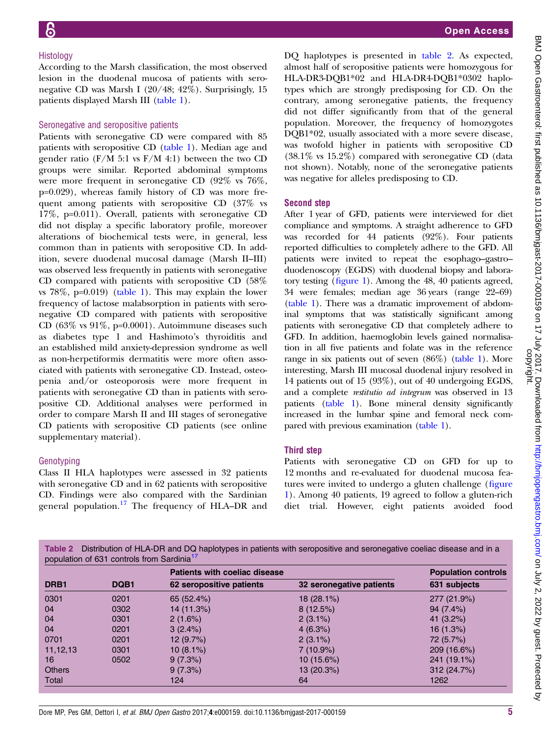### Histology

According to the Marsh classification, the most observed lesion in the duodenal mucosa of patients with seronegative CD was Marsh I (20/48; 42%). Surprisingly, 15 patients displayed Marsh III (table 1).

### Seronegative and seropositive patients

Patients with seronegative CD were compared with 85 patients with seropositive CD (table 1). Median age and gender ratio (F/M 5:1 vs F/M 4:1) between the two CD groups were similar. Reported abdominal symptoms were more frequent in seronegative CD (92% vs 76%, p=0.029), whereas family history of CD was more frequent among patients with seropositive CD (37% vs 17%, p=0.011). Overall, patients with seronegative CD did not display a specific laboratory profile, moreover alterations of biochemical tests were, in general, less common than in patients with seropositive CD. In addition, severe duodenal mucosal damage (Marsh II–III) was observed less frequently in patients with seronegative CD compared with patients with seropositive CD (58% vs 78%, p=0.019) (table 1). This may explain the lower frequency of lactose malabsorption in patients with seronegative CD compared with patients with seropositive CD (63% vs 91%, p=0.0001). Autoimmune diseases such as diabetes type 1 and Hashimoto's thyroiditis and an established mild anxiety-depression syndrome as well as non-herpetiformis dermatitis were more often associated with patients with seronegative CD. Instead, osteopenia and/or osteoporosis were more frequent in patients with seronegative CD than in patients with seropositive CD. Additional analyses were performed in order to compare Marsh II and III stages of seronegative CD patients with seropositive CD patients (see online supplementary material).

### Genotyping

Class II HLA haplotypes were assessed in 32 patients with seronegative CD and in 62 patients with seropositive CD. Findings were also compared with the Sardinian general population.[17] The frequency of HLA–DR and DQ haplotypes is presented in table 2. As expected, almost half of seropositive patients were homozygous for HLA-DR3-DQB1*02 and HLA-DR4-DQB1*0302 haplotypes which are strongly predisposing for CD. On the contrary, among seronegative patients, the frequency did not differ significantly from that of the general population. Moreover, the frequency of homozygotes DQB1*02, usually associated with a more severe disease, was twofold higher in patients with seropositive CD (38.1% vs 15.2%) compared with seronegative CD (data not shown). Notably, none of the seronegative patients was negative for alleles predisposing to CD.

### Second step

After 1 year of GFD, patients were interviewed for diet compliance and symptoms. A straight adherence to GFD was recorded for 44 patients (92%). Four patients reported difficulties to completely adhere to the GFD. All patients were invited to repeat the esophago–gastro–duodenoscopy (EGDS) with duodenal biopsy and laboratory testing (figure 1). Among the 48, 40 patients agreed, 34 were females; median age 36 years (range 22–69) (table 1). There was a dramatic improvement of abdominal symptoms that was statistically significant among patients with seronegative CD that completely adhere to GFD. In addition, haemoglobin levels gained normalisation in all five patients and folate was in the reference range in six patients out of seven (86%) (table 1). More interesting, Marsh III mucosal duodenal injury resolved in 14 patients out of 15 (93%), out of 40 undergoing EGDS, and a complete *restitutio ad integrum* was observed in 13 patients (table 1). Bone mineral density significantly increased in the lumbar spine and femoral neck compared with previous examination (table 1).

### Third step

Patients with seronegative CD on GFD for up to 12 months and re-evaluated for duodenal mucosa features were invited to undergo a gluten challenge (figure 1). Among 40 patients, 19 agreed to follow a gluten-rich diet trial. However, eight patients avoided food

**Table 2** Distribution of HLA-DR and DQ haplotypes in patients with seropositive and seronegative coeliac disease and in a population of 631 controls from Sardinia[17]

| | | Patients with coeliac disease | | Population controls |
|---|---|---|---|---|
| DRB1 | DQB1 | 62 seropositive patients | 32 seronegative patients | 631 subjects |
| 0301 | 0201 | 65 (52.4%) | 18 (28.1%) | 277 (21.9%) |
| 04 | 0302 | 14 (11.3%) | 8 (12.5%) | 94 (7.4%) |
| 04 | 0301 | 2 (1.6%) | 2 (3.1%) | 41 (3.2%) |
| 04 | 0201 | 3 (2.4%) | 4 (6.3%) | 16 (1.3%) |
| 0701 | 0201 | 12 (9.7%) | 2 (3.1%) | 72 (5.7%) |
| 11,12,13 | 0301 | 10 (8.1%) | 7 (10.9%) | 209 (16.6%) |
| 16 | 0502 | 9 (7.3%) | 10 (15.6%) | 241 (19.1%) |
| Others | | 9 (7.3%) | 13 (20.3%) | 312 (24.7%) |
| Total | | 124 | 64 | 1262 |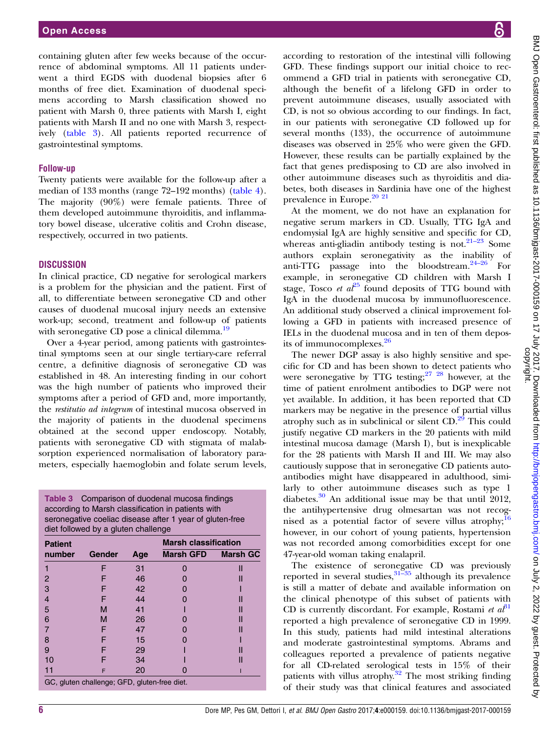containing gluten after few weeks because of the occurrence of abdominal symptoms. All 11 patients underwent a third EGDS with duodenal biopsies after 6 months of free diet. Examination of duodenal specimens according to Marsh classification showed no patient with Marsh 0, three patients with Marsh I, eight patients with Marsh II and no one with Marsh 3, respectively (table 3). All patients reported recurrence of gastrointestinal symptoms.

### Follow-up

Twenty patients were available for the follow-up after a median of 133 months (range 72–192 months) (table 4). The majority (90%) were female patients. Three of them developed autoimmune thyroiditis, and inflammatory bowel disease, ulcerative colitis and Crohn disease, respectively, occurred in two patients.

## DISCUSSION

In clinical practice, CD negative for serological markers is a problem for the physician and the patient. First of all, to differentiate between seronegative CD and other causes of duodenal mucosal injury needs an extensive work-up; second, treatment and follow-up of patients with seronegative CD pose a clinical dilemma.[19]

Over a 4-year period, among patients with gastrointestinal symptoms seen at our single tertiary-care referral centre, a definitive diagnosis of seronegative CD was established in 48. An interesting finding in our cohort was the high number of patients who improved their symptoms after a period of GFD and, more importantly, the *restitutio ad integrum* of intestinal mucosa observed in the majority of patients in the duodenal specimens obtained at the second upper endoscopy. Notably, patients with seronegative CD with stigmata of malabsorption experienced normalisation of laboratory parameters, especially haemoglobin and folate serum levels,

**Table 3** Comparison of duodenal mucosa findings according to Marsh classification in patients with seronegative coeliac disease after 1 year of gluten-free diet followed by a gluten challenge

| Patient number | Gender | Age | Marsh classification | |
|---|---|---|---|---|
| | | | Marsh GFD | Marsh GC |
| 1 | F | 31 | 0 | II |
| 2 | F | 46 | 0 | II |
| 3 | F | 42 | 0 | I |
| 4 | F | 44 | 0 | II |
| 5 | M | 41 | I | II |
| 6 | M | 26 | 0 | II |
| 7 | F | 47 | 0 | II |
| 8 | F | 15 | 0 | I |
| 9 | F | 29 | I | II |
| 10 | F | 34 | I | II |
| 11 | F | 20 | 0 | I |

GC, gluten challenge; GFD, gluten-free diet.

according to restoration of the intestinal villi following GFD. These findings support our initial choice to recommend a GFD trial in patients with seronegative CD, although the benefit of a lifelong GFD in order to prevent autoimmune diseases, usually associated with CD, is not so obvious according to our findings. In fact, in our patients with seronegative CD followed up for several months (133), the occurrence of autoimmune diseases was observed in 25% who were given the GFD. However, these results can be partially explained by the fact that genes predisposing to CD are also involved in other autoimmune diseases such as thyroiditis and diabetes, both diseases in Sardinia have one of the highest prevalence in Europe.[20 21]

At the moment, we do not have an explanation for negative serum markers in CD. Usually, TTG IgA and endomysial IgA are highly sensitive and specific for CD, whereas anti-gliadin antibody testing is not.[21–23] Some authors explain seronegativity as the inability of anti-TTG passage into the bloodstream.[24–26] For example, in seronegative CD children with Marsh I stage, Tosco *et al*[25] found deposits of TTG bound with IgA in the duodenal mucosa by immunofluorescence. An additional study observed a clinical improvement following a GFD in patients with increased presence of IELs in the duodenal mucosa and in ten of them deposits of immunocomplexes.[26]

The newer DGP assay is also highly sensitive and specific for CD and has been shown to detect patients who were seronegative by TTG testing;[27 28] however, at the time of patient enrolment antibodies to DGP were not yet available. In addition, it has been reported that CD markers may be negative in the presence of partial villus atrophy such as in subclinical or silent CD.[29] This could justify negative CD markers in the 20 patients with mild intestinal mucosa damage (Marsh I), but is inexplicable for the 28 patients with Marsh II and III. We may also cautiously suppose that in seronegative CD patients autoantibodies might have disappeared in adulthood, similarly to other autoimmune diseases such as type 1 diabetes.[30] An additional issue may be that until 2012, the antihypertensive drug olmesartan was not recognised as a potential factor of severe villus atrophy;[16] however, in our cohort of young patients, hypertension was not recorded among comorbidities except for one 47-year-old woman taking enalapril.

The existence of seronegative CD was previously reported in several studies,[31–35] although its prevalence is still a matter of debate and available information on the clinical phenotype of this subset of patients with CD is currently discordant. For example, Rostami *et al*[31] reported a high prevalence of seronegative CD in 1999. In this study, patients had mild intestinal alterations and moderate gastrointestinal symptoms. Abrams and colleagues reported a prevalence of patients negative for all CD-related serological tests in 15% of their patients with villus atrophy.[32] The most striking finding of their study was that clinical features and associated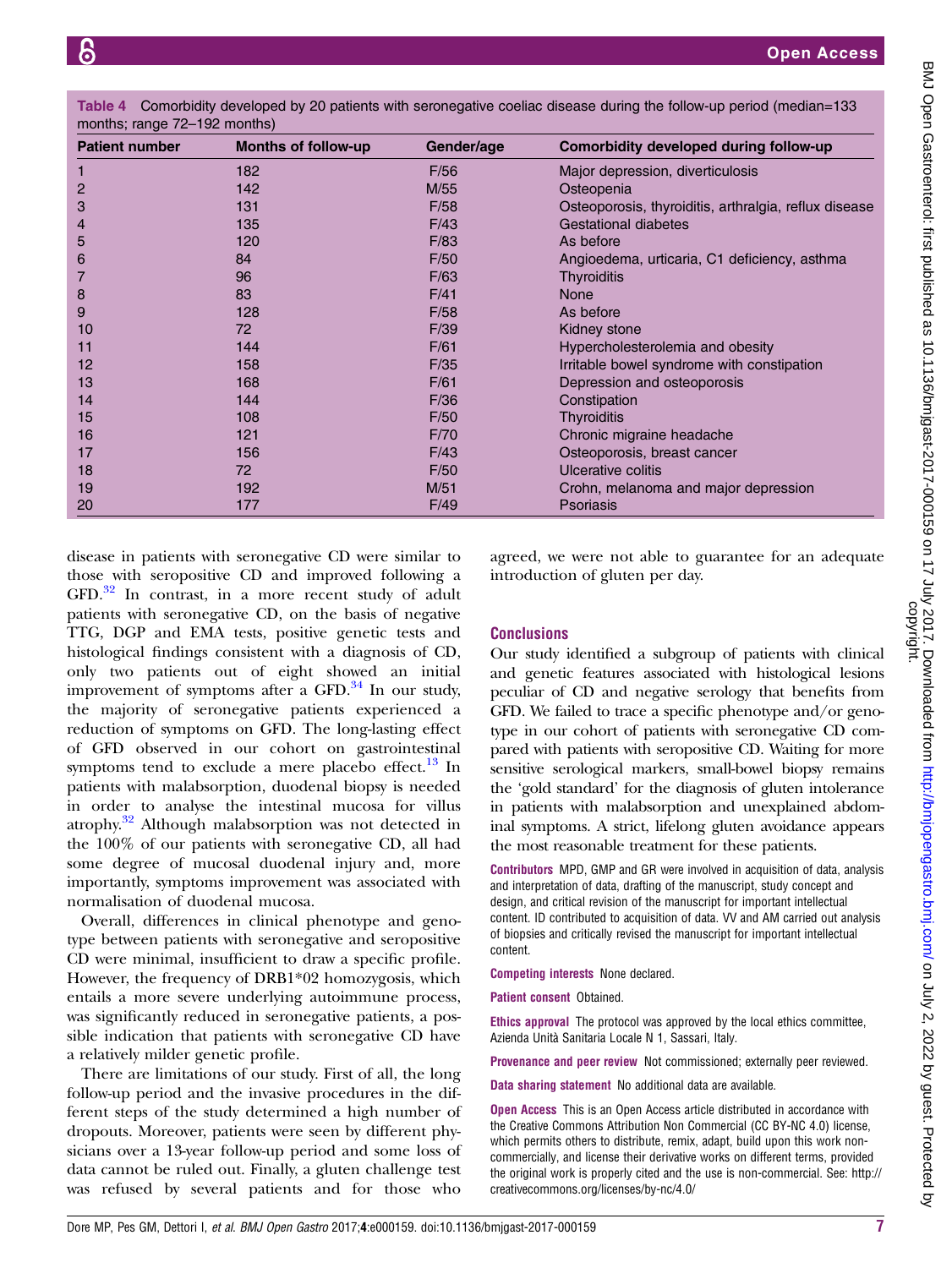**Table 4** Comorbidity developed by 20 patients with seronegative coeliac disease during the follow-up period (median=133 months; range 72–192 months)

| Patient number | Months of follow-up | Gender/age | Comorbidity developed during follow-up |
|---|---|---|---|
| 1 | 182 | F/56 | Major depression, diverticulosis |
| 2 | 142 | M/55 | Osteopenia |
| 3 | 131 | F/58 | Osteoporosis, thyroiditis, arthralgia, reflux disease |
| 4 | 135 | F/43 | Gestational diabetes |
| 5 | 120 | F/83 | As before |
| 6 | 84 | F/50 | Angioedema, urticaria, C1 deficiency, asthma |
| 7 | 96 | F/63 | Thyroiditis |
| 8 | 83 | F/41 | None |
| 9 | 128 | F/58 | As before |
| 10 | 72 | F/39 | Kidney stone |
| 11 | 144 | F/61 | Hypercholesterolemia and obesity |
| 12 | 158 | F/35 | Irritable bowel syndrome with constipation |
| 13 | 168 | F/61 | Depression and osteoporosis |
| 14 | 144 | F/36 | Constipation |
| 15 | 108 | F/50 | Thyroiditis |
| 16 | 121 | F/70 | Chronic migraine headache |
| 17 | 156 | F/43 | Osteoporosis, breast cancer |
| 18 | 72 | F/50 | Ulcerative colitis |
| 19 | 192 | M/51 | Crohn, melanoma and major depression |
| 20 | 177 | F/49 | Psoriasis |

disease in patients with seronegative CD were similar to those with seropositive CD and improved following a GFD.[32] In contrast, in a more recent study of adult patients with seronegative CD, on the basis of negative TTG, DGP and EMA tests, positive genetic tests and histological findings consistent with a diagnosis of CD, only two patients out of eight showed an initial improvement of symptoms after a GFD.[34] In our study, the majority of seronegative patients experienced a reduction of symptoms on GFD. The long-lasting effect of GFD observed in our cohort on gastrointestinal symptoms tend to exclude a mere placebo effect.[13] In patients with malabsorption, duodenal biopsy is needed in order to analyse the intestinal mucosa for villus atrophy.[32] Although malabsorption was not detected in the 100% of our patients with seronegative CD, all had some degree of mucosal duodenal injury and, more importantly, symptoms improvement was associated with normalisation of duodenal mucosa.

Overall, differences in clinical phenotype and genotype between patients with seronegative and seropositive CD were minimal, insufficient to draw a specific profile. However, the frequency of DRB1*02 homozygosis, which entails a more severe underlying autoimmune process, was significantly reduced in seronegative patients, a possible indication that patients with seronegative CD have a relatively milder genetic profile.

There are limitations of our study. First of all, the long follow-up period and the invasive procedures in the different steps of the study determined a high number of dropouts. Moreover, patients were seen by different physicians over a 13-year follow-up period and some loss of data cannot be ruled out. Finally, a gluten challenge test was refused by several patients and for those who agreed, we were not able to guarantee for an adequate introduction of gluten per day.

## Conclusions

Our study identified a subgroup of patients with clinical and genetic features associated with histological lesions peculiar of CD and negative serology that benefits from GFD. We failed to trace a specific phenotype and/or genotype in our cohort of patients with seronegative CD compared with patients with seropositive CD. Waiting for more sensitive serological markers, small-bowel biopsy remains the 'gold standard' for the diagnosis of gluten intolerance in patients with malabsorption and unexplained abdominal symptoms. A strict, lifelong gluten avoidance appears the most reasonable treatment for these patients.

**Contributors** MPD, GMP and GR were involved in acquisition of data, analysis and interpretation of data, drafting of the manuscript, study concept and design, and critical revision of the manuscript for important intellectual content. ID contributed to acquisition of data. VV and AM carried out analysis of biopsies and critically revised the manuscript for important intellectual content.

**Competing interests** None declared.

**Patient consent** Obtained.

**Ethics approval** The protocol was approved by the local ethics committee, Azienda Unità Sanitaria Locale N 1, Sassari, Italy.

**Provenance and peer review** Not commissioned; externally peer reviewed.

**Data sharing statement** No additional data are available.

**Open Access** This is an Open Access article distributed in accordance with the Creative Commons Attribution Non Commercial (CC BY-NC 4.0) license, which permits others to distribute, remix, adapt, build upon this work non-commercially, and license their derivative works on different terms, provided the original work is properly cited and the use is non-commercial. See: http://creativecommons.org/licenses/by-nc/4.0/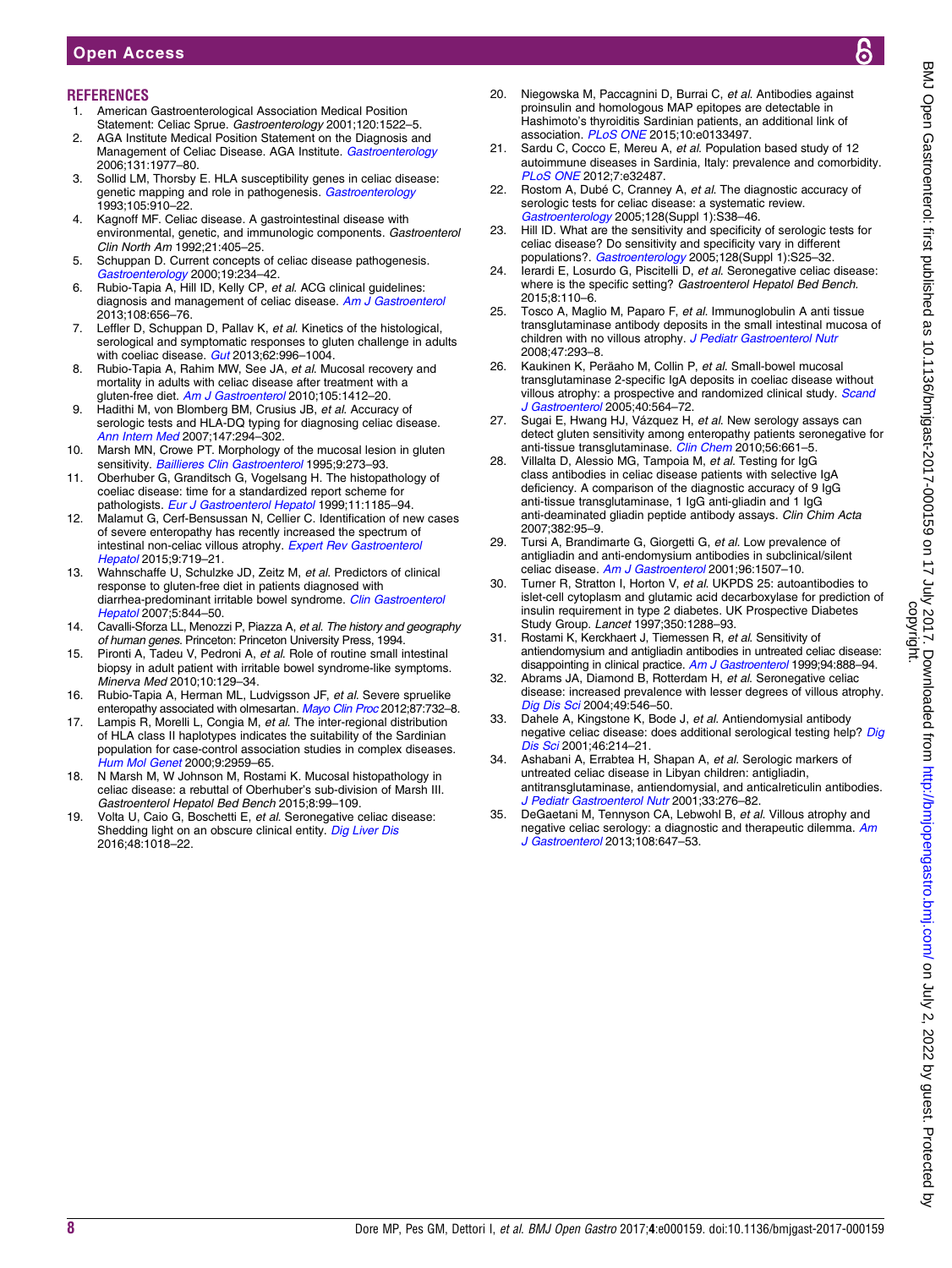## REFERENCES

1. American Gastroenterological Association Medical Position Statement: Celiac Sprue. *Gastroenterology* 2001;120:1522–5.
2. AGA Institute Medical Position Statement on the Diagnosis and Management of Celiac Disease. AGA Institute. *Gastroenterology* 2006;131:1977–80.
3. Sollid LM, Thorsby E. HLA susceptibility genes in celiac disease: genetic mapping and role in pathogenesis. *Gastroenterology* 1993;105:910–22.
4. Kagnoff MF. Celiac disease. A gastrointestinal disease with environmental, genetic, and immunologic components. *Gastroenterol Clin North Am* 1992;21:405–25.
5. Schuppan D. Current concepts of celiac disease pathogenesis. *Gastroenterology* 2000;19:234–42.
6. Rubio-Tapia A, Hill ID, Kelly CP, *et al*. ACG clinical guidelines: diagnosis and management of celiac disease. *Am J Gastroenterol* 2013;108:656–76.
7. Leffler D, Schuppan D, Pallav K, *et al*. Kinetics of the histological, serological and symptomatic responses to gluten challenge in adults with coeliac disease. *Gut* 2013;62:996–1004.
8. Rubio-Tapia A, Rahim MW, See JA, *et al*. Mucosal recovery and mortality in adults with celiac disease after treatment with a gluten-free diet. *Am J Gastroenterol* 2010;105:1412–20.
9. Hadithi M, von Blomberg BM, Crusius JB, *et al*. Accuracy of serologic tests and HLA-DQ typing for diagnosing celiac disease. *Ann Intern Med* 2007;147:294–302.
10. Marsh MN, Crowe PT. Morphology of the mucosal lesion in gluten sensitivity. *Baillieres Clin Gastroenterol* 1995;9:273–93.
11. Oberhuber G, Granditsch G, Vogelsang H. The histopathology of coeliac disease: time for a standardized report scheme for pathologists. *Eur J Gastroenterol Hepatol* 1999;11:1185–94.
12. Malamut G, Cerf-Bensussan N, Cellier C. Identification of new cases of severe enteropathy has recently increased the spectrum of intestinal non-celiac villous atrophy. *Expert Rev Gastroenterol Hepatol* 2015;9:719–21.
13. Wahnschaffe U, Schulzke JD, Zeitz M, *et al*. Predictors of clinical response to gluten-free diet in patients diagnosed with diarrhea-predominant irritable bowel syndrome. *Clin Gastroenterol Hepatol* 2007;5:844–50.
14. Cavalli-Sforza LL, Menozzi P, Piazza A, *et al*. *The history and geography of human genes*. Princeton: Princeton University Press, 1994.
15. Pironti A, Tadeu V, Pedroni A, *et al*. Role of routine small intestinal biopsy in adult patient with irritable bowel syndrome-like symptoms. *Minerva Med* 2010;10:129–34.
16. Rubio-Tapia A, Herman ML, Ludvigsson JF, *et al*. Severe spruelike enteropathy associated with olmesartan. *Mayo Clin Proc* 2012;87:732–8.
17. Lampis R, Morelli L, Congia M, *et al*. The inter-regional distribution of HLA class II haplotypes indicates the suitability of the Sardinian population for case-control association studies in complex diseases. *Hum Mol Genet* 2000;9:2959–65.
18. N Marsh M, W Johnson M, Rostami K. Mucosal histopathology in celiac disease: a rebuttal of Oberhuber's sub-division of Marsh III. *Gastroenterol Hepatol Bed Bench* 2015;8:99–109.
19. Volta U, Caio G, Boschetti E, *et al*. Seronegative celiac disease: Shedding light on an obscure clinical entity. *Dig Liver Dis* 2016;48:1018–22.
20. Niegowska M, Paccagnini D, Burrai C, *et al*. Antibodies against proinsulin and homologous MAP epitopes are detectable in Hashimoto's thyroiditis Sardinian patients, an additional link of association. *PLoS ONE* 2015;10:e0133497.
21. Sardu C, Cocco E, Mereu A, *et al*. Population based study of 12 autoimmune diseases in Sardinia, Italy: prevalence and comorbidity. *PLoS ONE* 2012;7:e32487.
22. Rostom A, Dubé C, Cranney A, *et al*. The diagnostic accuracy of serologic tests for celiac disease: a systematic review. *Gastroenterology* 2005;128(Suppl 1):S38–46.
23. Hill ID. What are the sensitivity and specificity of serologic tests for celiac disease? Do sensitivity and specificity vary in different populations?. *Gastroenterology* 2005;128(Suppl 1):S25–32.
24. Ierardi E, Losurdo G, Piscitelli D, *et al*. Seronegative celiac disease: where is the specific setting? *Gastroenterol Hepatol Bed Bench*. 2015;8:110–6.
25. Tosco A, Maglio M, Paparo F, *et al*. Immunoglobulin A anti tissue transglutaminase antibody deposits in the small intestinal mucosa of children with no villous atrophy. *J Pediatr Gastroenterol Nutr* 2008;47:293–8.
26. Kaukinen K, Peräaho M, Collin P, *et al*. Small-bowel mucosal transglutaminase 2-specific IgA deposits in coeliac disease without villous atrophy: a prospective and randomized clinical study. *Scand J Gastroenterol* 2005;40:564–72.
27. Sugai E, Hwang HJ, Vázquez H, *et al*. New serology assays can detect gluten sensitivity among enteropathy patients seronegative for anti-tissue transglutaminase. *Clin Chem* 2010;56:661–5.
28. Villalta D, Alessio MG, Tampoia M, *et al*. Testing for IgG class antibodies in celiac disease patients with selective IgA deficiency. A comparison of the diagnostic accuracy of 9 IgG anti-tissue transglutaminase, 1 IgG anti-gliadin and 1 IgG anti-deaminated gliadin peptide antibody assays. *Clin Chim Acta* 2007;382:95–9.
29. Tursi A, Brandimarte G, Giorgetti G, *et al*. Low prevalence of antigliadin and anti-endomysium antibodies in subclinical/silent celiac disease. *Am J Gastroenterol* 2001;96:1507–10.
30. Turner R, Stratton I, Horton V, *et al*. UKPDS 25: autoantibodies to islet-cell cytoplasm and glutamic acid decarboxylase for prediction of insulin requirement in type 2 diabetes. UK Prospective Diabetes Study Group. *Lancet* 1997;350:1288–93.
31. Rostami K, Kerckhaert J, Tiemessen R, *et al*. Sensitivity of antiendomysium and antigliadin antibodies in untreated celiac disease: disappointing in clinical practice. *Am J Gastroenterol* 1999;94:888–94.
32. Abrams JA, Diamond B, Rotterdam H, *et al*. Seronegative celiac disease: increased prevalence with lesser degrees of villous atrophy. *Dig Dis Sci* 2004;49:546–50.
33. Dahele A, Kingstone K, Bode J, *et al*. Antiendomysial antibody negative celiac disease: does additional serological testing help? *Dig Dis Sci* 2001;46:214–21.
34. Ashabani A, Errabtea H, Shapan A, *et al*. Serologic markers of untreated celiac disease in Libyan children: antigliadin, antitransglutaminase, antiendomysial, and anticalreticulin antibodies. *J Pediatr Gastroenterol Nutr* 2001;33:276–82.
35. DeGaetani M, Tennyson CA, Lebwohl B, *et al*. Villous atrophy and negative celiac serology: a diagnostic and therapeutic dilemma. *Am J Gastroenterol* 2013;108:647–53.